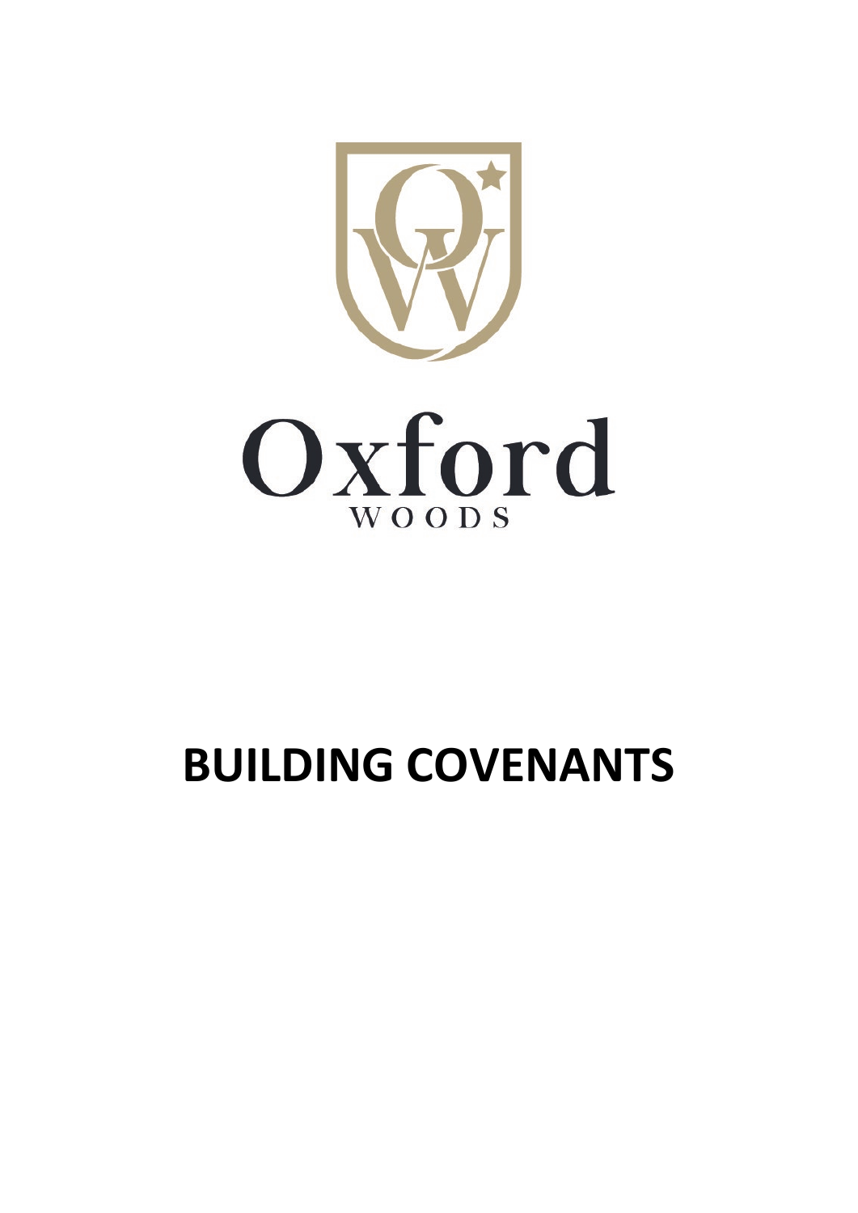Oxford

WOODS

# BUILDING COVENANTS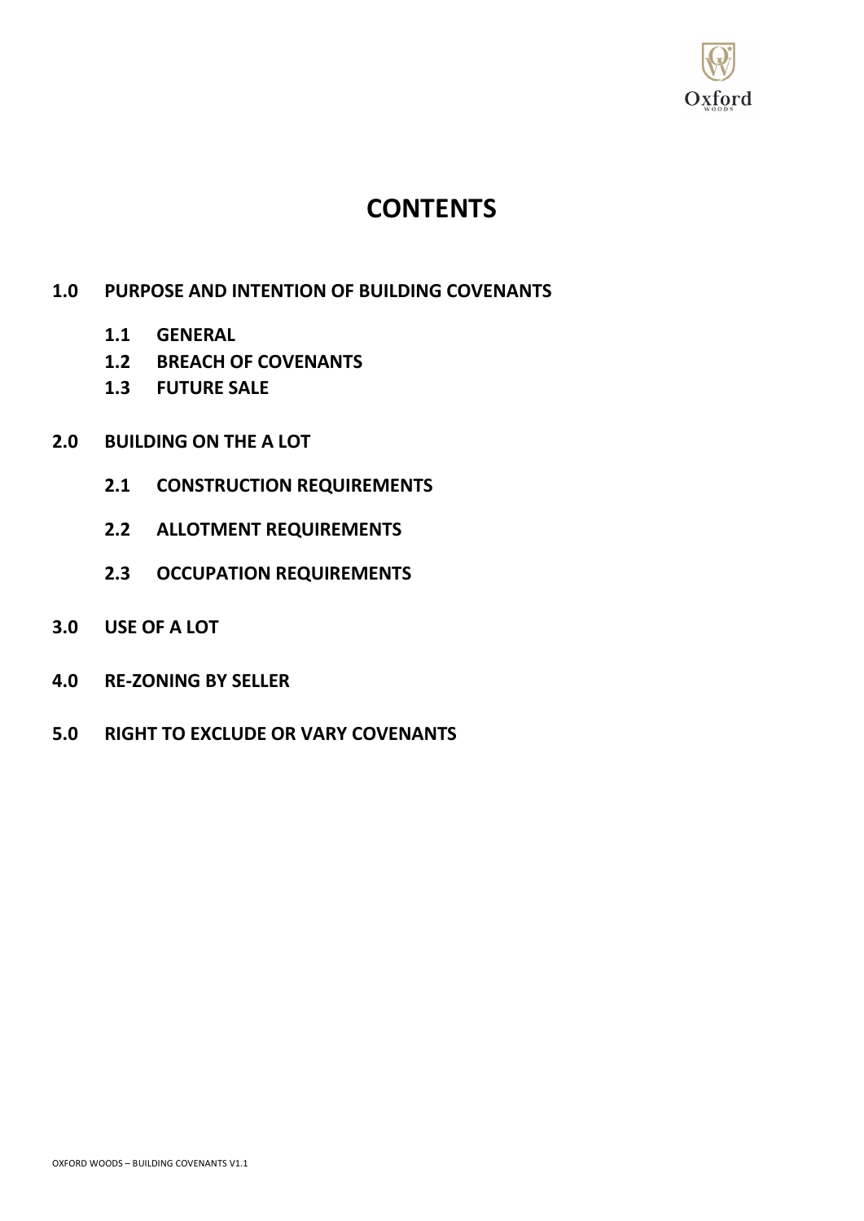# CONTENTS

**1.0 PURPOSE AND INTENTION OF BUILDING COVENANTS**

- **1.1 GENERAL**
- **1.2 BREACH OF COVENANTS**
- **1.3 FUTURE SALE**

**2.0 BUILDING ON THE A LOT**

- **2.1 CONSTRUCTION REQUIREMENTS**
- **2.2 ALLOTMENT REQUIREMENTS**
- **2.3 OCCUPATION REQUIREMENTS**

**3.0 USE OF A LOT**

**4.0 RE-ZONING BY SELLER**

**5.0 RIGHT TO EXCLUDE OR VARY COVENANTS**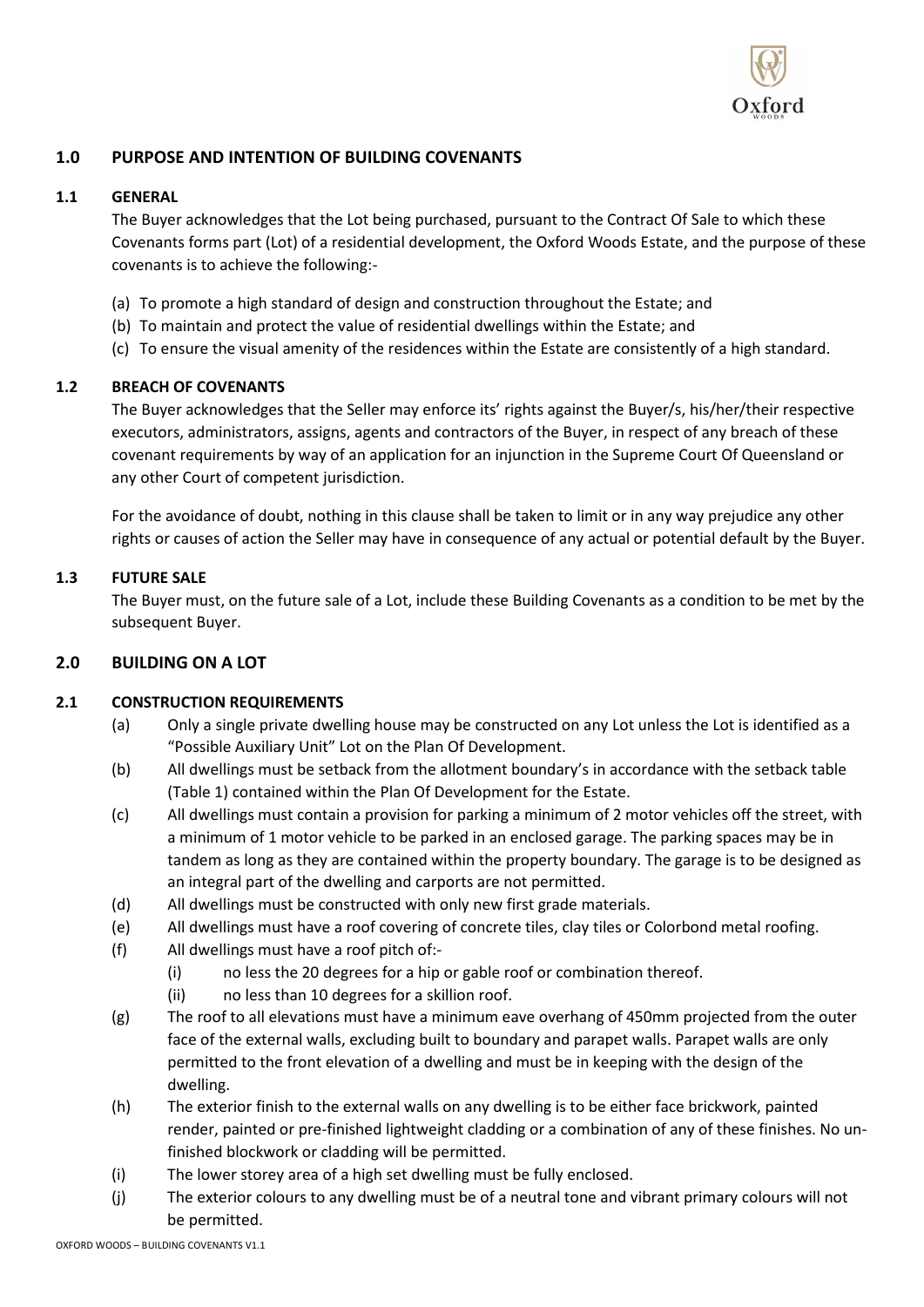## 1.0 PURPOSE AND INTENTION OF BUILDING COVENANTS

### 1.1 GENERAL

The Buyer acknowledges that the Lot being purchased, pursuant to the Contract Of Sale to which these Covenants forms part (Lot) of a residential development, the Oxford Woods Estate, and the purpose of these covenants is to achieve the following:-

(a) To promote a high standard of design and construction throughout the Estate; and
(b) To maintain and protect the value of residential dwellings within the Estate; and
(c) To ensure the visual amenity of the residences within the Estate are consistently of a high standard.

### 1.2 BREACH OF COVENANTS

The Buyer acknowledges that the Seller may enforce its' rights against the Buyer/s, his/her/their respective executors, administrators, assigns, agents and contractors of the Buyer, in respect of any breach of these covenant requirements by way of an application for an injunction in the Supreme Court Of Queensland or any other Court of competent jurisdiction.

For the avoidance of doubt, nothing in this clause shall be taken to limit or in any way prejudice any other rights or causes of action the Seller may have in consequence of any actual or potential default by the Buyer.

### 1.3 FUTURE SALE

The Buyer must, on the future sale of a Lot, include these Building Covenants as a condition to be met by the subsequent Buyer.

## 2.0 BUILDING ON A LOT

### 2.1 CONSTRUCTION REQUIREMENTS

(a) Only a single private dwelling house may be constructed on any Lot unless the Lot is identified as a "Possible Auxiliary Unit" Lot on the Plan Of Development.

(b) All dwellings must be setback from the allotment boundary's in accordance with the setback table (Table 1) contained within the Plan Of Development for the Estate.

(c) All dwellings must contain a provision for parking a minimum of 2 motor vehicles off the street, with a minimum of 1 motor vehicle to be parked in an enclosed garage. The parking spaces may be in tandem as long as they are contained within the property boundary. The garage is to be designed as an integral part of the dwelling and carports are not permitted.

(d) All dwellings must be constructed with only new first grade materials.

(e) All dwellings must have a roof covering of concrete tiles, clay tiles or Colorbond metal roofing.

(f) All dwellings must have a roof pitch of:-
   (i) no less the 20 degrees for a hip or gable roof or combination thereof.
   (ii) no less than 10 degrees for a skillion roof.

(g) The roof to all elevations must have a minimum eave overhang of 450mm projected from the outer face of the external walls, excluding built to boundary and parapet walls. Parapet walls are only permitted to the front elevation of a dwelling and must be in keeping with the design of the dwelling.

(h) The exterior finish to the external walls on any dwelling is to be either face brickwork, painted render, painted or pre-finished lightweight cladding or a combination of any of these finishes. No un-finished blockwork or cladding will be permitted.

(i) The lower storey area of a high set dwelling must be fully enclosed.

(j) The exterior colours to any dwelling must be of a neutral tone and vibrant primary colours will not be permitted.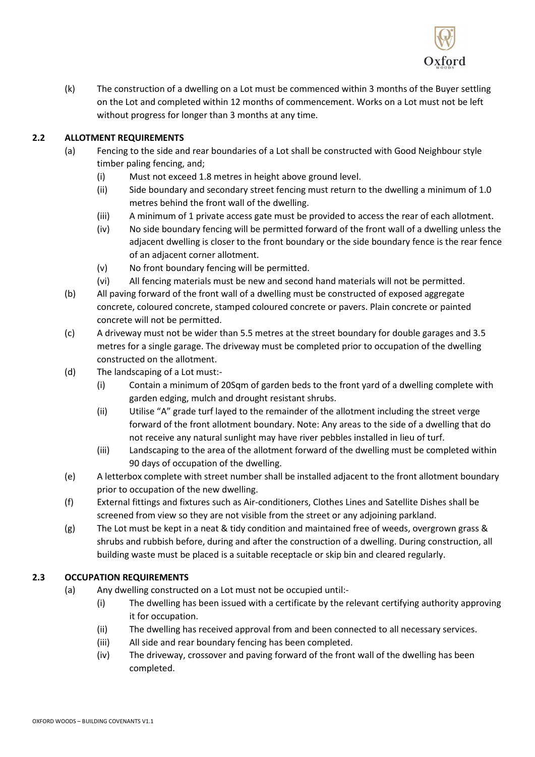(k) The construction of a dwelling on a Lot must be commenced within 3 months of the Buyer settling on the Lot and completed within 12 months of commencement. Works on a Lot must not be left without progress for longer than 3 months at any time.

## 2.2 ALLOTMENT REQUIREMENTS

(a) Fencing to the side and rear boundaries of a Lot shall be constructed with Good Neighbour style timber paling fencing, and;
   - (i) Must not exceed 1.8 metres in height above ground level.
   - (ii) Side boundary and secondary street fencing must return to the dwelling a minimum of 1.0 metres behind the front wall of the dwelling.
   - (iii) A minimum of 1 private access gate must be provided to access the rear of each allotment.
   - (iv) No side boundary fencing will be permitted forward of the front wall of a dwelling unless the adjacent dwelling is closer to the front boundary or the side boundary fence is the rear fence of an adjacent corner allotment.
   - (v) No front boundary fencing will be permitted.
   - (vi) All fencing materials must be new and second hand materials will not be permitted.

(b) All paving forward of the front wall of a dwelling must be constructed of exposed aggregate concrete, coloured concrete, stamped coloured concrete or pavers. Plain concrete or painted concrete will not be permitted.

(c) A driveway must not be wider than 5.5 metres at the street boundary for double garages and 3.5 metres for a single garage. The driveway must be completed prior to occupation of the dwelling constructed on the allotment.

(d) The landscaping of a Lot must:-
   - (i) Contain a minimum of 20Sqm of garden beds to the front yard of a dwelling complete with garden edging, mulch and drought resistant shrubs.
   - (ii) Utilise "A" grade turf layed to the remainder of the allotment including the street verge forward of the front allotment boundary. Note: Any areas to the side of a dwelling that do not receive any natural sunlight may have river pebbles installed in lieu of turf.
   - (iii) Landscaping to the area of the allotment forward of the dwelling must be completed within 90 days of occupation of the dwelling.

(e) A letterbox complete with street number shall be installed adjacent to the front allotment boundary prior to occupation of the new dwelling.

(f) External fittings and fixtures such as Air-conditioners, Clothes Lines and Satellite Dishes shall be screened from view so they are not visible from the street or any adjoining parkland.

(g) The Lot must be kept in a neat & tidy condition and maintained free of weeds, overgrown grass & shrubs and rubbish before, during and after the construction of a dwelling. During construction, all building waste must be placed is a suitable receptacle or skip bin and cleared regularly.

## 2.3 OCCUPATION REQUIREMENTS

(a) Any dwelling constructed on a Lot must not be occupied until:-
   - (i) The dwelling has been issued with a certificate by the relevant certifying authority approving it for occupation.
   - (ii) The dwelling has received approval from and been connected to all necessary services.
   - (iii) All side and rear boundary fencing has been completed.
   - (iv) The driveway, crossover and paving forward of the front wall of the dwelling has been completed.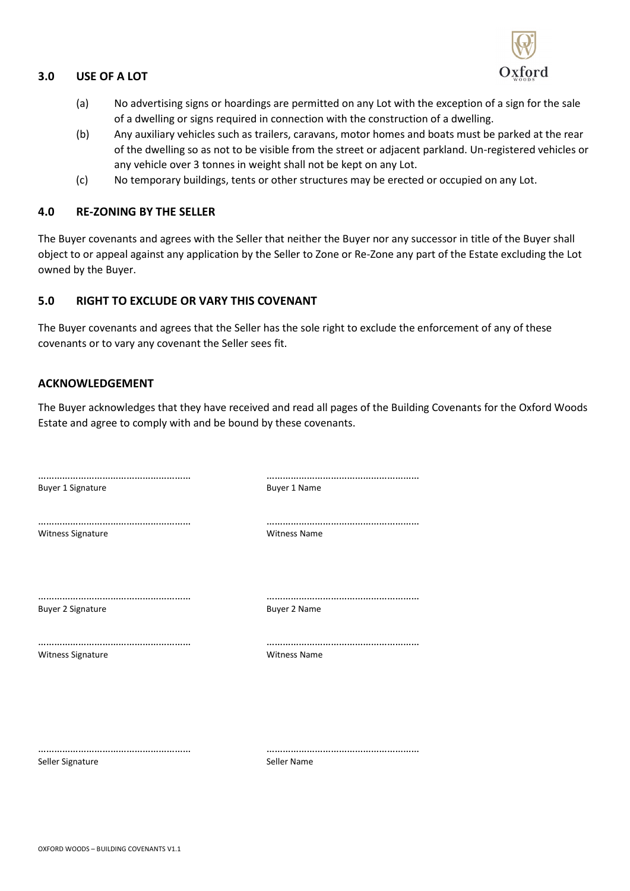## 3.0 USE OF A LOT

(a) No advertising signs or hoardings are permitted on any Lot with the exception of a sign for the sale of a dwelling or signs required in connection with the construction of a dwelling.

(b) Any auxiliary vehicles such as trailers, caravans, motor homes and boats must be parked at the rear of the dwelling so as not to be visible from the street or adjacent parkland. Un-registered vehicles or any vehicle over 3 tonnes in weight shall not be kept on any Lot.

(c) No temporary buildings, tents or other structures may be erected or occupied on any Lot.

## 4.0 RE-ZONING BY THE SELLER

The Buyer covenants and agrees with the Seller that neither the Buyer nor any successor in title of the Buyer shall object to or appeal against any application by the Seller to Zone or Re-Zone any part of the Estate excluding the Lot owned by the Buyer.

## 5.0 RIGHT TO EXCLUDE OR VARY THIS COVENANT

The Buyer covenants and agrees that the Seller has the sole right to exclude the enforcement of any of these covenants or to vary any covenant the Seller sees fit.

## ACKNOWLEDGEMENT

The Buyer acknowledges that they have received and read all pages of the Building Covenants for the Oxford Woods Estate and agree to comply with and be bound by these covenants.

| | |
|---|---|
| ……………………………………………… | ……………………………………………… |
| Buyer 1 Signature | Buyer 1 Name |
| ……………………………………………… | ……………………………………………… |
| Witness Signature | Witness Name |
| ……………………………………………… | ……………………………………………… |
| Buyer 2 Signature | Buyer 2 Name |
| ……………………………………………… | ……………………………………………… |
| Witness Signature | Witness Name |
| ……………………………………………… | ……………………………………………… |
| Seller Signature | Seller Name |